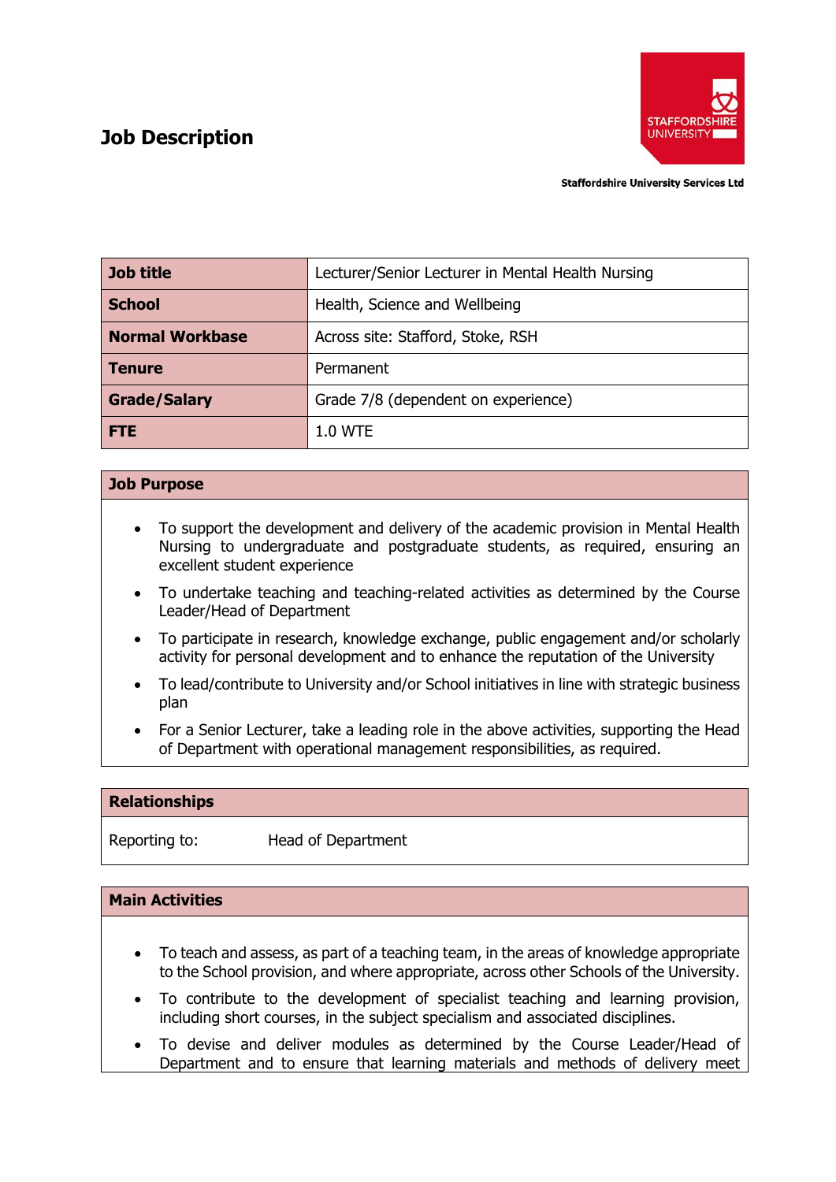# Job Description

Staffordshire University Services Ltd

| Job title | Lecturer/Senior Lecturer in Mental Health Nursing |
|---|---|
| School | Health, Science and Wellbeing |
| Normal Workbase | Across site: Stafford, Stoke, RSH |
| Tenure | Permanent |
| Grade/Salary | Grade 7/8 (dependent on experience) |
| FTE | 1.0 WTE |

## Job Purpose

- To support the development and delivery of the academic provision in Mental Health Nursing to undergraduate and postgraduate students, as required, ensuring an excellent student experience
- To undertake teaching and teaching-related activities as determined by the Course Leader/Head of Department
- To participate in research, knowledge exchange, public engagement and/or scholarly activity for personal development and to enhance the reputation of the University
- To lead/contribute to University and/or School initiatives in line with strategic business plan
- For a Senior Lecturer, take a leading role in the above activities, supporting the Head of Department with operational management responsibilities, as required.

## Relationships

Reporting to: Head of Department

## Main Activities

- To teach and assess, as part of a teaching team, in the areas of knowledge appropriate to the School provision, and where appropriate, across other Schools of the University.
- To contribute to the development of specialist teaching and learning provision, including short courses, in the subject specialism and associated disciplines.
- To devise and deliver modules as determined by the Course Leader/Head of Department and to ensure that learning materials and methods of delivery meet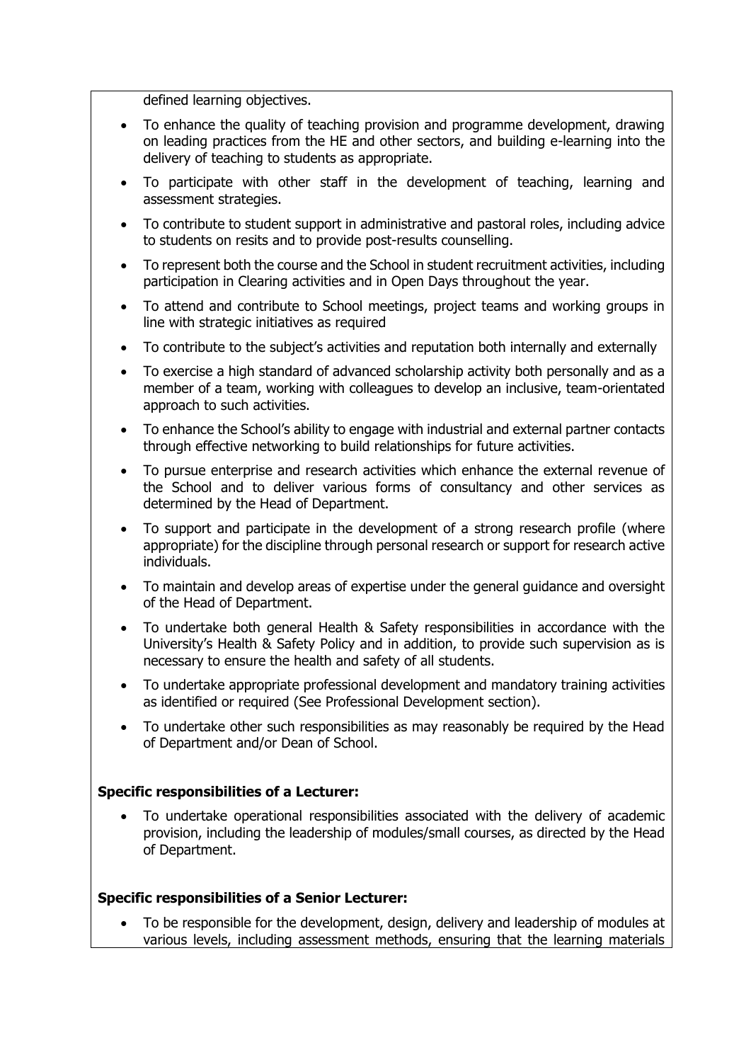defined learning objectives.

- To enhance the quality of teaching provision and programme development, drawing on leading practices from the HE and other sectors, and building e-learning into the delivery of teaching to students as appropriate.
- To participate with other staff in the development of teaching, learning and assessment strategies.
- To contribute to student support in administrative and pastoral roles, including advice to students on resits and to provide post-results counselling.
- To represent both the course and the School in student recruitment activities, including participation in Clearing activities and in Open Days throughout the year.
- To attend and contribute to School meetings, project teams and working groups in line with strategic initiatives as required
- To contribute to the subject's activities and reputation both internally and externally
- To exercise a high standard of advanced scholarship activity both personally and as a member of a team, working with colleagues to develop an inclusive, team-orientated approach to such activities.
- To enhance the School's ability to engage with industrial and external partner contacts through effective networking to build relationships for future activities.
- To pursue enterprise and research activities which enhance the external revenue of the School and to deliver various forms of consultancy and other services as determined by the Head of Department.
- To support and participate in the development of a strong research profile (where appropriate) for the discipline through personal research or support for research active individuals.
- To maintain and develop areas of expertise under the general guidance and oversight of the Head of Department.
- To undertake both general Health & Safety responsibilities in accordance with the University's Health & Safety Policy and in addition, to provide such supervision as is necessary to ensure the health and safety of all students.
- To undertake appropriate professional development and mandatory training activities as identified or required (See Professional Development section).
- To undertake other such responsibilities as may reasonably be required by the Head of Department and/or Dean of School.

**Specific responsibilities of a Lecturer:**

- To undertake operational responsibilities associated with the delivery of academic provision, including the leadership of modules/small courses, as directed by the Head of Department.

**Specific responsibilities of a Senior Lecturer:**

- To be responsible for the development, design, delivery and leadership of modules at various levels, including assessment methods, ensuring that the learning materials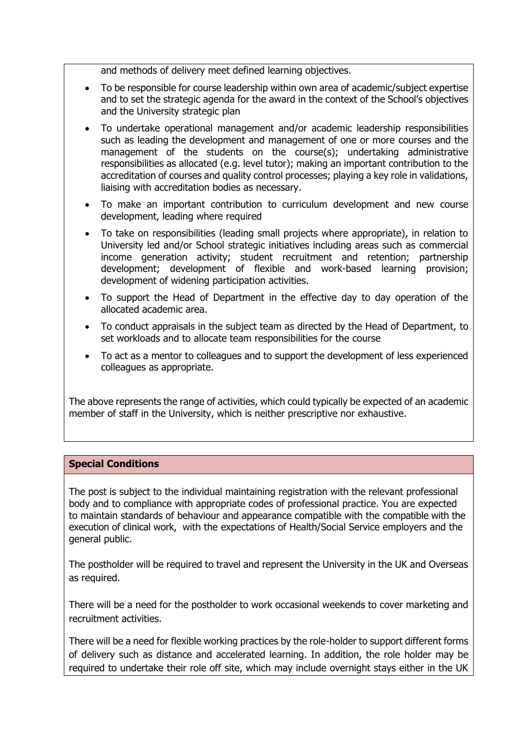and methods of delivery meet defined learning objectives.

- To be responsible for course leadership within own area of academic/subject expertise and to set the strategic agenda for the award in the context of the School's objectives and the University strategic plan
- To undertake operational management and/or academic leadership responsibilities such as leading the development and management of one or more courses and the management of the students on the course(s); undertaking administrative responsibilities as allocated (e.g. level tutor); making an important contribution to the accreditation of courses and quality control processes; playing a key role in validations, liaising with accreditation bodies as necessary.
- To make an important contribution to curriculum development and new course development, leading where required
- To take on responsibilities (leading small projects where appropriate), in relation to University led and/or School strategic initiatives including areas such as commercial income generation activity; student recruitment and retention; partnership development; development of flexible and work-based learning provision; development of widening participation activities.
- To support the Head of Department in the effective day to day operation of the allocated academic area.
- To conduct appraisals in the subject team as directed by the Head of Department, to set workloads and to allocate team responsibilities for the course
- To act as a mentor to colleagues and to support the development of less experienced colleagues as appropriate.

The above represents the range of activities, which could typically be expected of an academic member of staff in the University, which is neither prescriptive nor exhaustive.

## Special Conditions

The post is subject to the individual maintaining registration with the relevant professional body and to compliance with appropriate codes of professional practice. You are expected to maintain standards of behaviour and appearance compatible with the compatible with the execution of clinical work, with the expectations of Health/Social Service employers and the general public.

The postholder will be required to travel and represent the University in the UK and Overseas as required.

There will be a need for the postholder to work occasional weekends to cover marketing and recruitment activities.

There will be a need for flexible working practices by the role-holder to support different forms of delivery such as distance and accelerated learning. In addition, the role holder may be required to undertake their role off site, which may include overnight stays either in the UK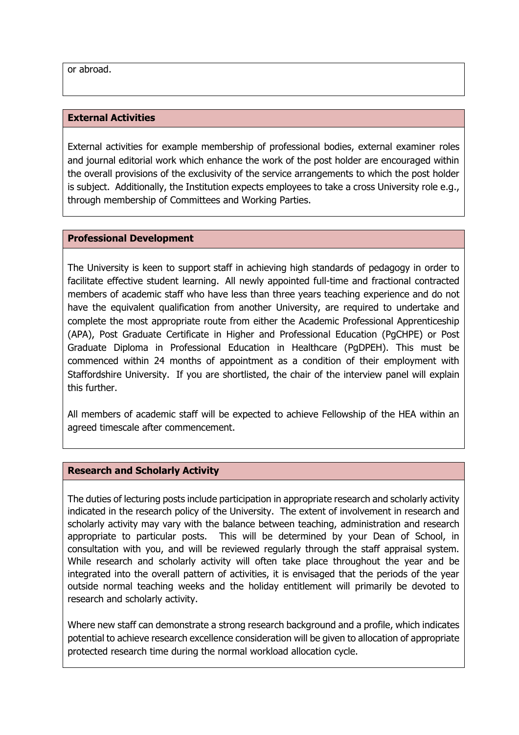or abroad.

## External Activities

External activities for example membership of professional bodies, external examiner roles and journal editorial work which enhance the work of the post holder are encouraged within the overall provisions of the exclusivity of the service arrangements to which the post holder is subject. Additionally, the Institution expects employees to take a cross University role e.g., through membership of Committees and Working Parties.

## Professional Development

The University is keen to support staff in achieving high standards of pedagogy in order to facilitate effective student learning. All newly appointed full-time and fractional contracted members of academic staff who have less than three years teaching experience and do not have the equivalent qualification from another University, are required to undertake and complete the most appropriate route from either the Academic Professional Apprenticeship (APA), Post Graduate Certificate in Higher and Professional Education (PgCHPE) or Post Graduate Diploma in Professional Education in Healthcare (PgDPEH). This must be commenced within 24 months of appointment as a condition of their employment with Staffordshire University. If you are shortlisted, the chair of the interview panel will explain this further.

All members of academic staff will be expected to achieve Fellowship of the HEA within an agreed timescale after commencement.

## Research and Scholarly Activity

The duties of lecturing posts include participation in appropriate research and scholarly activity indicated in the research policy of the University. The extent of involvement in research and scholarly activity may vary with the balance between teaching, administration and research appropriate to particular posts. This will be determined by your Dean of School, in consultation with you, and will be reviewed regularly through the staff appraisal system. While research and scholarly activity will often take place throughout the year and be integrated into the overall pattern of activities, it is envisaged that the periods of the year outside normal teaching weeks and the holiday entitlement will primarily be devoted to research and scholarly activity.

Where new staff can demonstrate a strong research background and a profile, which indicates potential to achieve research excellence consideration will be given to allocation of appropriate protected research time during the normal workload allocation cycle.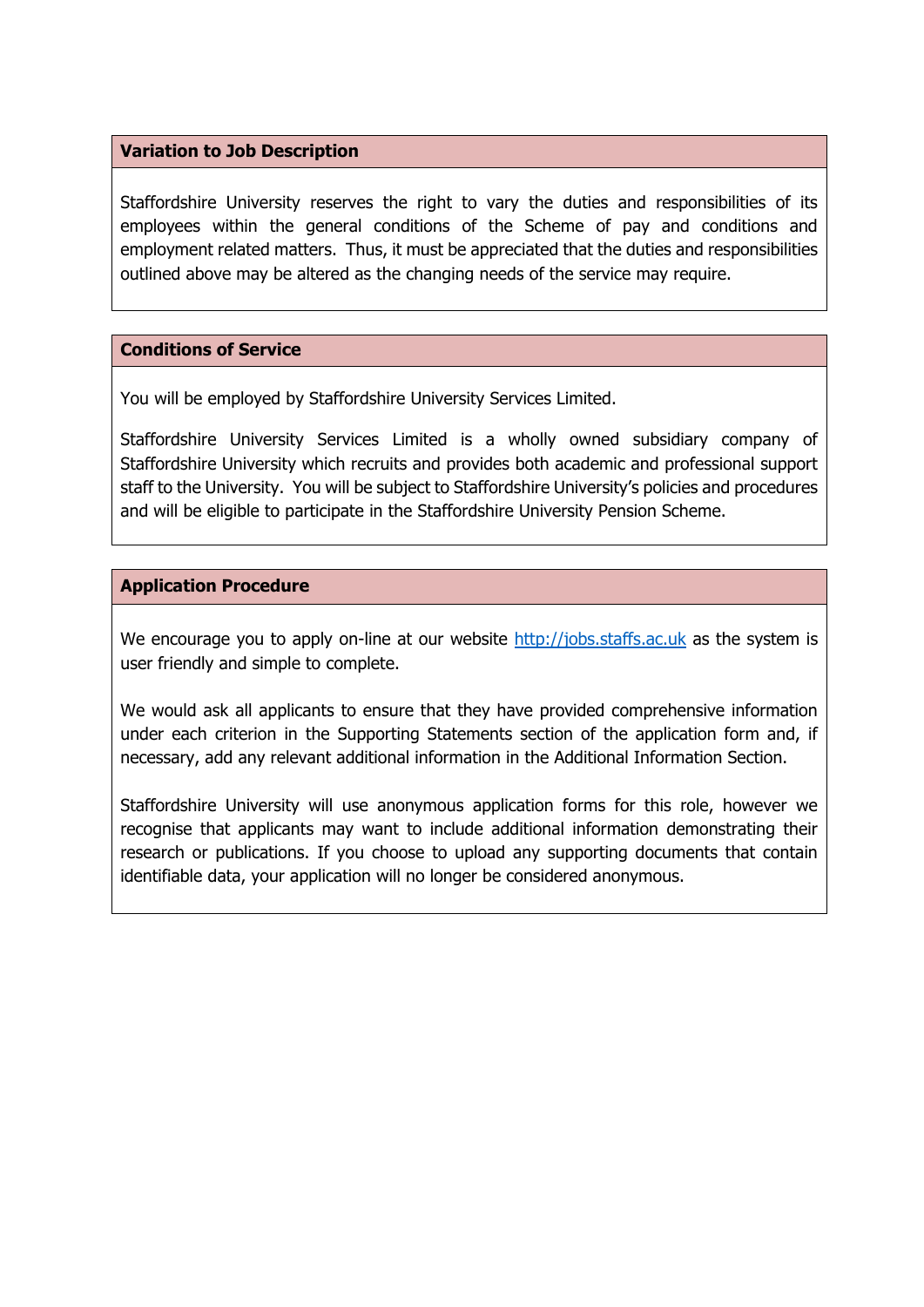## Variation to Job Description

Staffordshire University reserves the right to vary the duties and responsibilities of its employees within the general conditions of the Scheme of pay and conditions and employment related matters. Thus, it must be appreciated that the duties and responsibilities outlined above may be altered as the changing needs of the service may require.

## Conditions of Service

You will be employed by Staffordshire University Services Limited.

Staffordshire University Services Limited is a wholly owned subsidiary company of Staffordshire University which recruits and provides both academic and professional support staff to the University. You will be subject to Staffordshire University's policies and procedures and will be eligible to participate in the Staffordshire University Pension Scheme.

## Application Procedure

We encourage you to apply on-line at our website [http://jobs.staffs.ac.uk](http://jobs.staffs.ac.uk) as the system is user friendly and simple to complete.

We would ask all applicants to ensure that they have provided comprehensive information under each criterion in the Supporting Statements section of the application form and, if necessary, add any relevant additional information in the Additional Information Section.

Staffordshire University will use anonymous application forms for this role, however we recognise that applicants may want to include additional information demonstrating their research or publications. If you choose to upload any supporting documents that contain identifiable data, your application will no longer be considered anonymous.